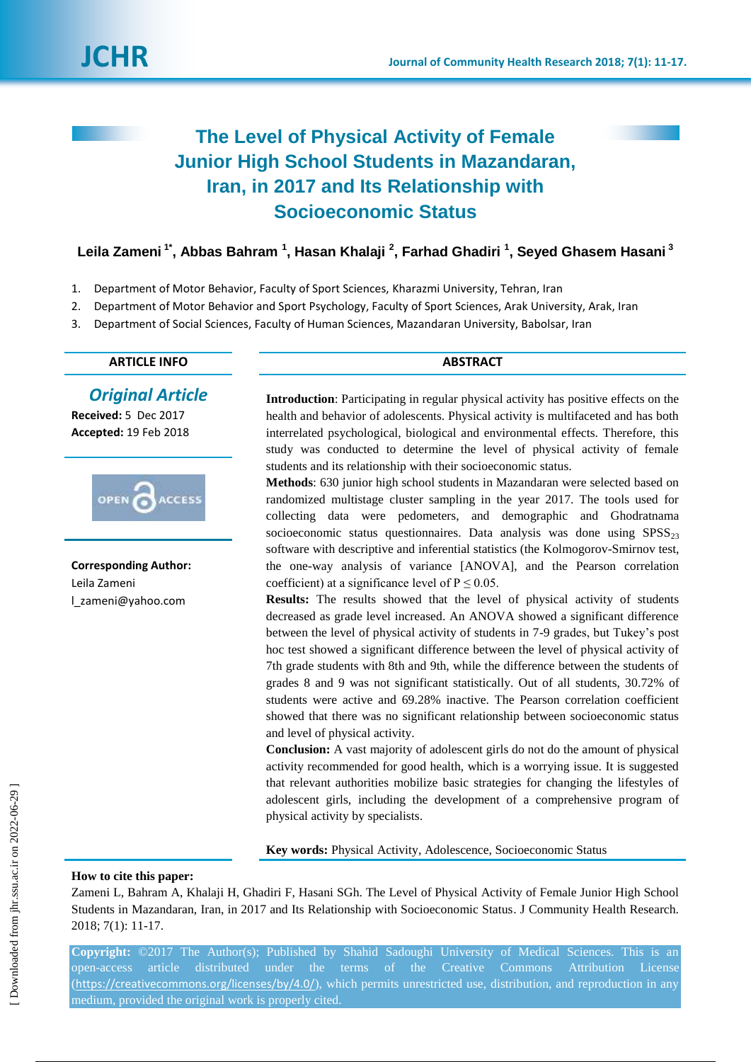# The Level of Physical Activity of Female Junior High School Students in Mazandaran, Iran, in 2017 and Its Relationship with Socioeconomic Status

**Leila Zameni [1*], Abbas Bahram [1], Hasan Khalaji [2], Farhad Ghadiri [1], Seyed Ghasem Hasani [3]**

1. Department of Motor Behavior, Faculty of Sport Sciences, Kharazmi University, Tehran, Iran
2. Department of Motor Behavior and Sport Psychology, Faculty of Sport Sciences, Arak University, Arak, Iran
3. Department of Social Sciences, Faculty of Human Sciences, Mazandaran University, Babolsar, Iran

**ARTICLE INFO**

***Original Article***

**Received:** 5 Dec 2017

**Accepted:** 19 Feb 2018

**Corresponding Author:**
Leila Zameni
l_zameni@yahoo.com

**ABSTRACT**

**Introduction**: Participating in regular physical activity has positive effects on the health and behavior of adolescents. Physical activity is multifaceted and has both interrelated psychological, biological and environmental effects. Therefore, this study was conducted to determine the level of physical activity of female students and its relationship with their socioeconomic status.

**Methods**: 630 junior high school students in Mazandaran were selected based on randomized multistage cluster sampling in the year 2017. The tools used for collecting data were pedometers, and demographic and Ghodratnama socioeconomic status questionnaires. Data analysis was done using $SPSS_{23}$ software with descriptive and inferential statistics (the Kolmogorov-Smirnov test, the one-way analysis of variance [ANOVA], and the Pearson correlation coefficient) at a significance level of $P \leq 0.05$.

**Results:** The results showed that the level of physical activity of students decreased as grade level increased. An ANOVA showed a significant difference between the level of physical activity of students in 7-9 grades, but Tukey's post hoc test showed a significant difference between the level of physical activity of 7th grade students with 8th and 9th, while the difference between the students of grades 8 and 9 was not significant statistically. Out of all students, 30.72% of students were active and 69.28% inactive. The Pearson correlation coefficient showed that there was no significant relationship between socioeconomic status and level of physical activity.

**Conclusion:** A vast majority of adolescent girls do not do the amount of physical activity recommended for good health, which is a worrying issue. It is suggested that relevant authorities mobilize basic strategies for changing the lifestyles of adolescent girls, including the development of a comprehensive program of physical activity by specialists.

**Key words:** Physical Activity, Adolescence, Socioeconomic Status

**How to cite this paper:**
Zameni L, Bahram A, Khalaji H, Ghadiri F, Hasani SGh. The Level of Physical Activity of Female Junior High School Students in Mazandaran, Iran, in 2017 and Its Relationship with Socioeconomic Status. J Community Health Research. 2018; 7(1): 11-17.

**Copyright:** ©2017 The Author(s); Published by Shahid Sadoughi University of Medical Sciences. This is an open-access article distributed under the terms of the Creative Commons Attribution License (https://creativecommons.org/licenses/by/4.0/), which permits unrestricted use, distribution, and reproduction in any medium, provided the original work is properly cited.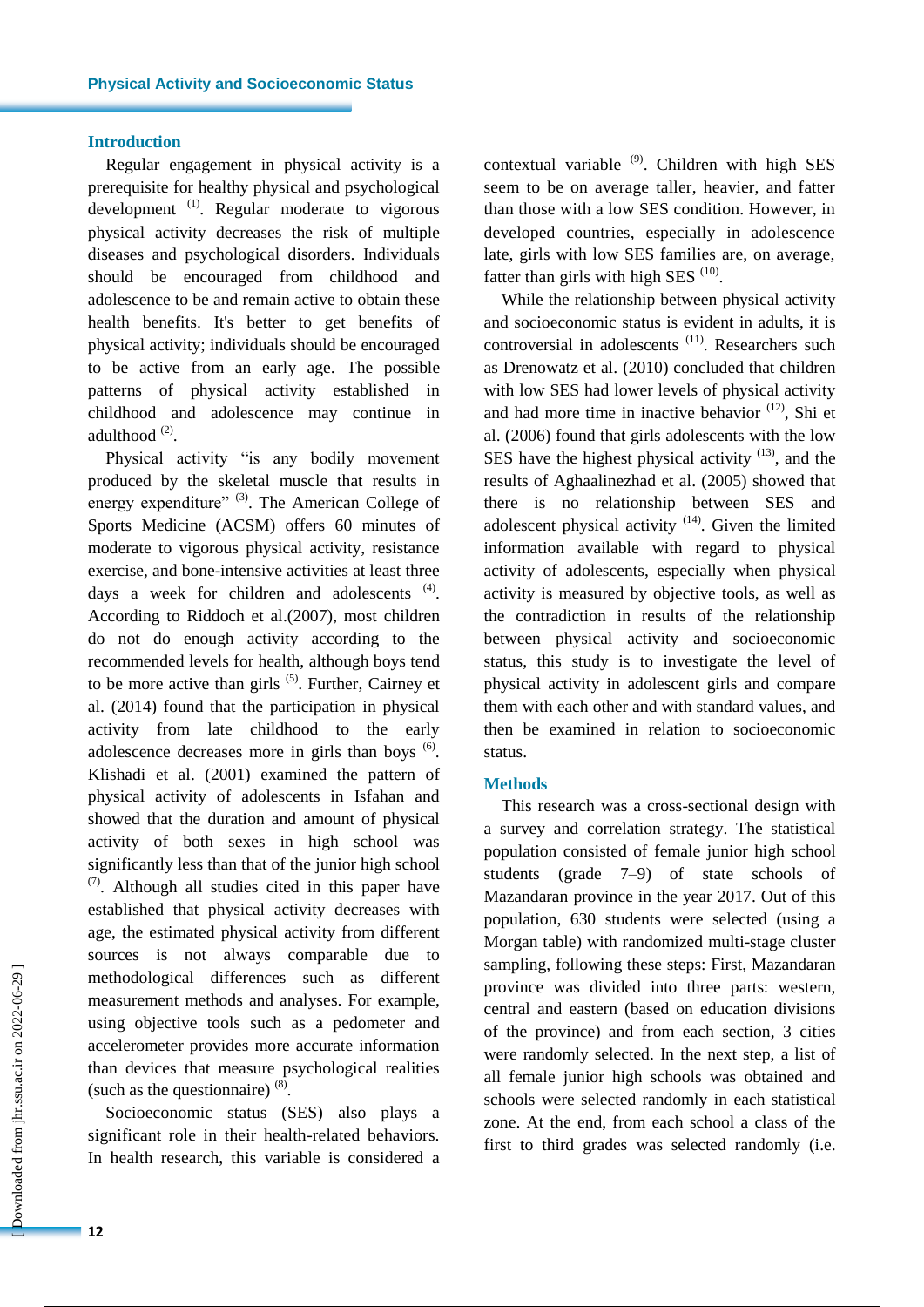## Introduction

Regular engagement in physical activity is a prerequisite for healthy physical and psychological development [1]. Regular moderate to vigorous physical activity decreases the risk of multiple diseases and psychological disorders. Individuals should be encouraged from childhood and adolescence to be and remain active to obtain these health benefits. It's better to get benefits of physical activity; individuals should be encouraged to be active from an early age. The possible patterns of physical activity established in childhood and adolescence may continue in adulthood [2].

Physical activity "is any bodily movement produced by the skeletal muscle that results in energy expenditure" [3]. The American College of Sports Medicine (ACSM) offers 60 minutes of moderate to vigorous physical activity, resistance exercise, and bone-intensive activities at least three days a week for children and adolescents [4]. According to Riddoch et al.(2007), most children do not do enough activity according to the recommended levels for health, although boys tend to be more active than girls [5]. Further, Cairney et al. (2014) found that the participation in physical activity from late childhood to the early adolescence decreases more in girls than boys [6]. Klishadi et al. (2001) examined the pattern of physical activity of adolescents in Isfahan and showed that the duration and amount of physical activity of both sexes in high school was significantly less than that of the junior high school [7]. Although all studies cited in this paper have established that physical activity decreases with age, the estimated physical activity from different sources is not always comparable due to methodological differences such as different measurement methods and analyses. For example, using objective tools such as a pedometer and accelerometer provides more accurate information than devices that measure psychological realities (such as the questionnaire) [8].

Socioeconomic status (SES) also plays a significant role in their health-related behaviors. In health research, this variable is considered a contextual variable [9]. Children with high SES seem to be on average taller, heavier, and fatter than those with a low SES condition. However, in developed countries, especially in adolescence late, girls with low SES families are, on average, fatter than girls with high SES [10].

While the relationship between physical activity and socioeconomic status is evident in adults, it is controversial in adolescents [11]. Researchers such as Drenowatz et al. (2010) concluded that children with low SES had lower levels of physical activity and had more time in inactive behavior [12], Shi et al. (2006) found that girls adolescents with the low SES have the highest physical activity [13], and the results of Aghaalinezhad et al. (2005) showed that there is no relationship between SES and adolescent physical activity [14]. Given the limited information available with regard to physical activity of adolescents, especially when physical activity is measured by objective tools, as well as the contradiction in results of the relationship between physical activity and socioeconomic status, this study is to investigate the level of physical activity in adolescent girls and compare them with each other and with standard values, and then be examined in relation to socioeconomic status.

## Methods

This research was a cross-sectional design with a survey and correlation strategy. The statistical population consisted of female junior high school students (grade 7–9) of state schools of Mazandaran province in the year 2017. Out of this population, 630 students were selected (using a Morgan table) with randomized multi-stage cluster sampling, following these steps: First, Mazandaran province was divided into three parts: western, central and eastern (based on education divisions of the province) and from each section, 3 cities were randomly selected. In the next step, a list of all female junior high schools was obtained and schools were selected randomly in each statistical zone. At the end, from each school a class of the first to third grades was selected randomly (i.e.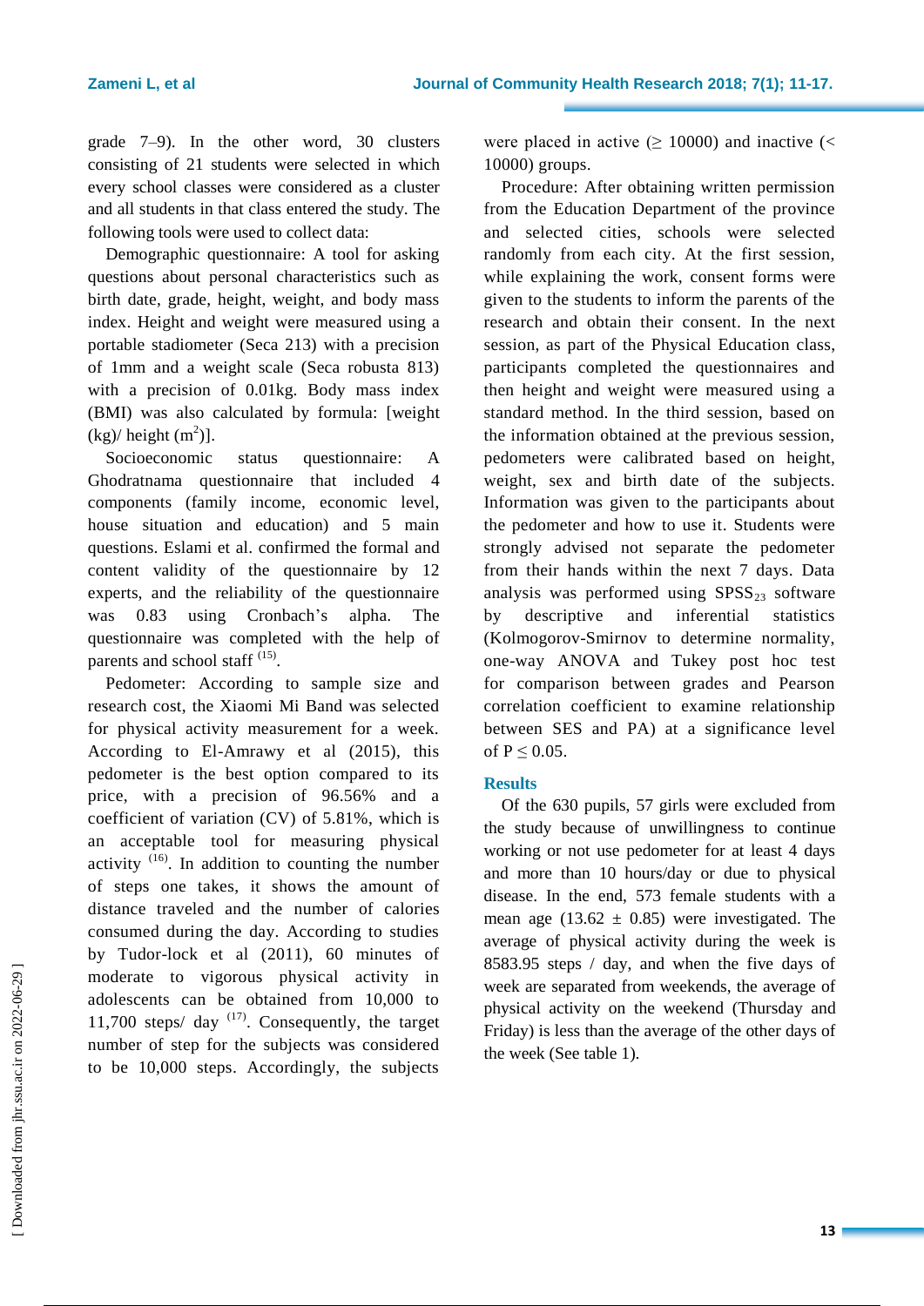grade 7–9). In the other word, 30 clusters consisting of 21 students were selected in which every school classes were considered as a cluster and all students in that class entered the study. The following tools were used to collect data:

Demographic questionnaire: A tool for asking questions about personal characteristics such as birth date, grade, height, weight, and body mass index. Height and weight were measured using a portable stadiometer (Seca 213) with a precision of 1mm and a weight scale (Seca robusta 813) with a precision of 0.01kg. Body mass index (BMI) was also calculated by formula: [weight (kg)/ height ($m^2$)].

Socioeconomic status questionnaire: A Ghodratnama questionnaire that included 4 components (family income, economic level, house situation and education) and 5 main questions. Eslami et al. confirmed the formal and content validity of the questionnaire by 12 experts, and the reliability of the questionnaire was 0.83 using Cronbach's alpha. The questionnaire was completed with the help of parents and school staff [15].

Pedometer: According to sample size and research cost, the Xiaomi Mi Band was selected for physical activity measurement for a week. According to El-Amrawy et al (2015), this pedometer is the best option compared to its price, with a precision of 96.56% and a coefficient of variation (CV) of 5.81%, which is an acceptable tool for measuring physical activity [16]. In addition to counting the number of steps one takes, it shows the amount of distance traveled and the number of calories consumed during the day. According to studies by Tudor-lock et al (2011), 60 minutes of moderate to vigorous physical activity in adolescents can be obtained from 10,000 to 11,700 steps/ day [17]. Consequently, the target number of step for the subjects was considered to be 10,000 steps. Accordingly, the subjects were placed in active (≥ 10000) and inactive (< 10000) groups.

Procedure: After obtaining written permission from the Education Department of the province and selected cities, schools were selected randomly from each city. At the first session, while explaining the work, consent forms were given to the students to inform the parents of the research and obtain their consent. In the next session, as part of the Physical Education class, participants completed the questionnaires and then height and weight were measured using a standard method. In the third session, based on the information obtained at the previous session, pedometers were calibrated based on height, weight, sex and birth date of the subjects. Information was given to the participants about the pedometer and how to use it. Students were strongly advised not separate the pedometer from their hands within the next 7 days. Data analysis was performed using $SPSS_{23}$ software by descriptive and inferential statistics (Kolmogorov-Smirnov to determine normality, one-way ANOVA and Tukey post hoc test for comparison between grades and Pearson correlation coefficient to examine relationship between SES and PA) at a significance level of $P \leq 0.05$.

## Results

Of the 630 pupils, 57 girls were excluded from the study because of unwillingness to continue working or not use pedometer for at least 4 days and more than 10 hours/day or due to physical disease. In the end, 573 female students with a mean age (13.62 ± 0.85) were investigated. The average of physical activity during the week is 8583.95 steps / day, and when the five days of week are separated from weekends, the average of physical activity on the weekend (Thursday and Friday) is less than the average of the other days of the week (See table 1).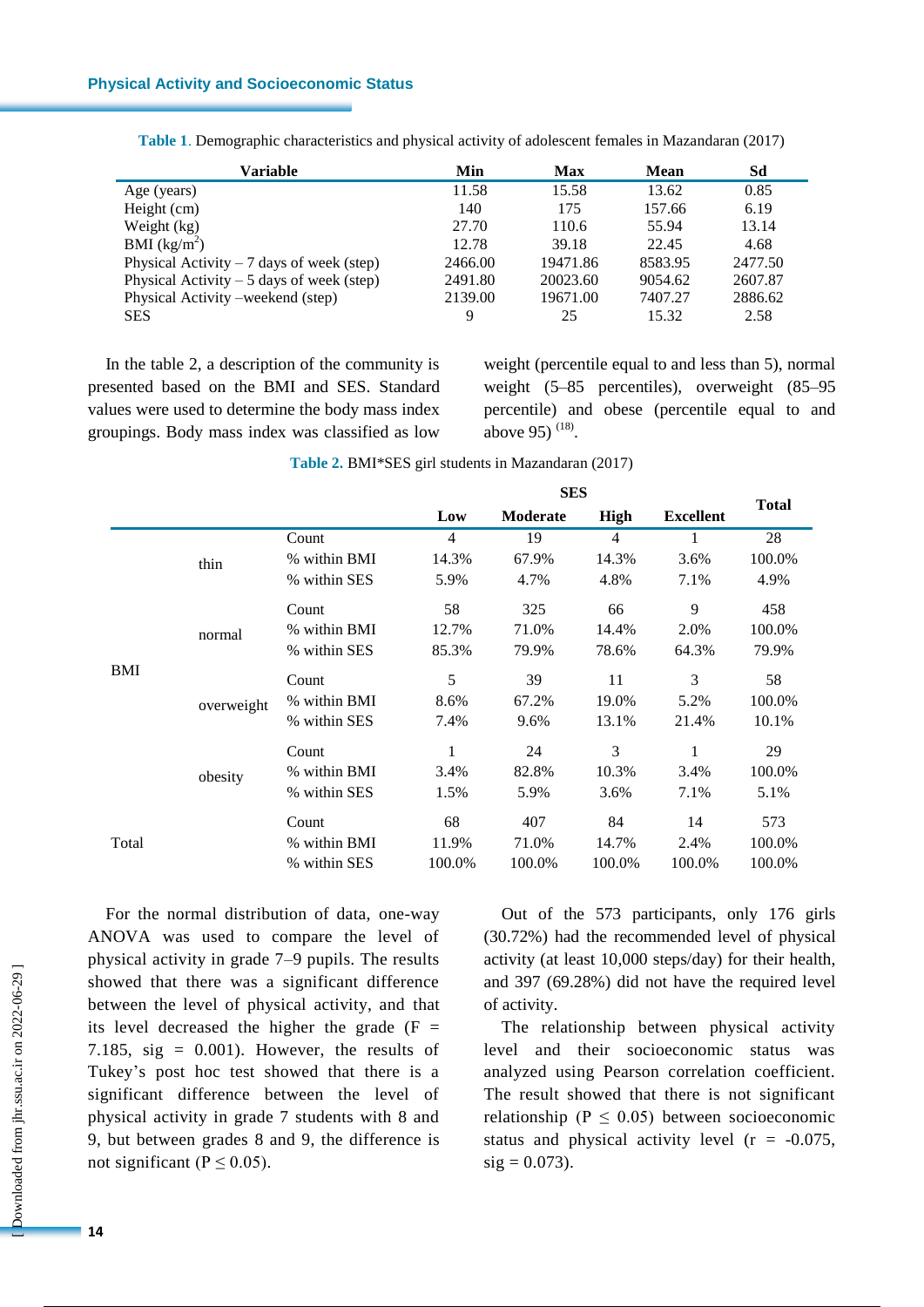**Table 1**. Demographic characteristics and physical activity of adolescent females in Mazandaran (2017)

| Variable | Min | Max | Mean | Sd |
|---|---|---|---|---|
| Age (years) | 11.58 | 15.58 | 13.62 | 0.85 |
| Height (cm) | 140 | 175 | 157.66 | 6.19 |
| Weight (kg) | 27.70 | 110.6 | 55.94 | 13.14 |
| BMI ($kg/m^2$) | 12.78 | 39.18 | 22.45 | 4.68 |
| Physical Activity – 7 days of week (step) | 2466.00 | 19471.86 | 8583.95 | 2477.50 |
| Physical Activity – 5 days of week (step) | 2491.80 | 20023.60 | 9054.62 | 2607.87 |
| Physical Activity –weekend (step) | 2139.00 | 19671.00 | 7407.27 | 2886.62 |
| SES | 9 | 25 | 15.32 | 2.58 |

In the table 2, a description of the community is presented based on the BMI and SES. Standard values were used to determine the body mass index groupings. Body mass index was classified as low weight (percentile equal to and less than 5), normal weight (5–85 percentiles), overweight (85–95 percentile) and obese (percentile equal to and above 95) [18].

**Table 2.** BMI*SES girl students in Mazandaran (2017)

| | | | SES | | | | Total |
|---|---|---|---|---|---|---|---|
| | | | Low | Moderate | High | Excellent | |
| BMI | thin | Count | 4 | 19 | 4 | 1 | 28 |
| | | % within BMI | 14.3% | 67.9% | 14.3% | 3.6% | 100.0% |
| | | % within SES | 5.9% | 4.7% | 4.8% | 7.1% | 4.9% |
| | normal | Count | 58 | 325 | 66 | 9 | 458 |
| | | % within BMI | 12.7% | 71.0% | 14.4% | 2.0% | 100.0% |
| | | % within SES | 85.3% | 79.9% | 78.6% | 64.3% | 79.9% |
| | overweight | Count | 5 | 39 | 11 | 3 | 58 |
| | | % within BMI | 8.6% | 67.2% | 19.0% | 5.2% | 100.0% |
| | | % within SES | 7.4% | 9.6% | 13.1% | 21.4% | 10.1% |
| | obesity | Count | 1 | 24 | 3 | 1 | 29 |
| | | % within BMI | 3.4% | 82.8% | 10.3% | 3.4% | 100.0% |
| | | % within SES | 1.5% | 5.9% | 3.6% | 7.1% | 5.1% |
| Total | | Count | 68 | 407 | 84 | 14 | 573 |
| | | % within BMI | 11.9% | 71.0% | 14.7% | 2.4% | 100.0% |
| | | % within SES | 100.0% | 100.0% | 100.0% | 100.0% | 100.0% |

For the normal distribution of data, one-way ANOVA was used to compare the level of physical activity in grade 7–9 pupils. The results showed that there was a significant difference between the level of physical activity, and that its level decreased the higher the grade ($F = 7.185$, sig = 0.001). However, the results of Tukey's post hoc test showed that there is a significant difference between the level of physical activity in grade 7 students with 8 and 9, but between grades 8 and 9, the difference is not significant ($P \leq 0.05$).

Out of the 573 participants, only 176 girls (30.72%) had the recommended level of physical activity (at least 10,000 steps/day) for their health, and 397 (69.28%) did not have the required level of activity.

The relationship between physical activity level and their socioeconomic status was analyzed using Pearson correlation coefficient. The result showed that there is not significant relationship ($P \leq 0.05$) between socioeconomic status and physical activity level ($r = -0.075$, sig = 0.073).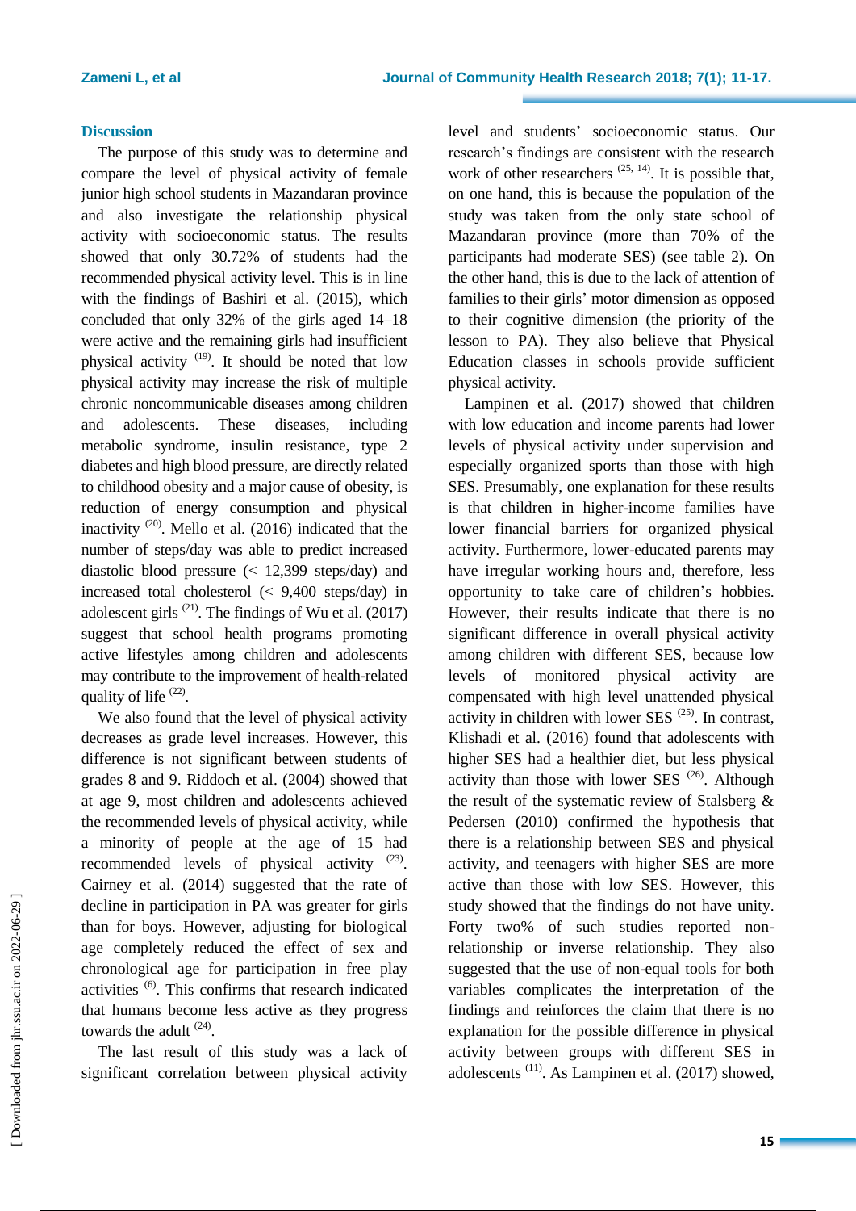## Discussion

The purpose of this study was to determine and compare the level of physical activity of female junior high school students in Mazandaran province and also investigate the relationship physical activity with socioeconomic status. The results showed that only 30.72% of students had the recommended physical activity level. This is in line with the findings of Bashiri et al. (2015), which concluded that only 32% of the girls aged 14–18 were active and the remaining girls had insufficient physical activity [19]. It should be noted that low physical activity may increase the risk of multiple chronic noncommunicable diseases among children and adolescents. These diseases, including metabolic syndrome, insulin resistance, type 2 diabetes and high blood pressure, are directly related to childhood obesity and a major cause of obesity, is reduction of energy consumption and physical inactivity [20]. Mello et al. (2016) indicated that the number of steps/day was able to predict increased diastolic blood pressure (< 12,399 steps/day) and increased total cholesterol (< 9,400 steps/day) in adolescent girls [21]. The findings of Wu et al. (2017) suggest that school health programs promoting active lifestyles among children and adolescents may contribute to the improvement of health-related quality of life [22].

We also found that the level of physical activity decreases as grade level increases. However, this difference is not significant between students of grades 8 and 9. Riddoch et al. (2004) showed that at age 9, most children and adolescents achieved the recommended levels of physical activity, while a minority of people at the age of 15 had recommended levels of physical activity [23]. Cairney et al. (2014) suggested that the rate of decline in participation in PA was greater for girls than for boys. However, adjusting for biological age completely reduced the effect of sex and chronological age for participation in free play activities [6]. This confirms that research indicated that humans become less active as they progress towards the adult [24].

The last result of this study was a lack of significant correlation between physical activity level and students' socioeconomic status. Our research's findings are consistent with the research work of other researchers [25, 14]. It is possible that, on one hand, this is because the population of the study was taken from the only state school of Mazandaran province (more than 70% of the participants had moderate SES) (see table 2). On the other hand, this is due to the lack of attention of families to their girls' motor dimension as opposed to their cognitive dimension (the priority of the lesson to PA). They also believe that Physical Education classes in schools provide sufficient physical activity.

Lampinen et al. (2017) showed that children with low education and income parents had lower levels of physical activity under supervision and especially organized sports than those with high SES. Presumably, one explanation for these results is that children in higher-income families have lower financial barriers for organized physical activity. Furthermore, lower-educated parents may have irregular working hours and, therefore, less opportunity to take care of children's hobbies. However, their results indicate that there is no significant difference in overall physical activity among children with different SES, because low levels of monitored physical activity are compensated with high level unattended physical activity in children with lower SES [25]. In contrast, Klishadi et al. (2016) found that adolescents with higher SES had a healthier diet, but less physical activity than those with lower SES [26]. Although the result of the systematic review of Stalsberg & Pedersen (2010) confirmed the hypothesis that there is a relationship between SES and physical activity, and teenagers with higher SES are more active than those with low SES. However, this study showed that the findings do not have unity. Forty two% of such studies reported non-relationship or inverse relationship. They also suggested that the use of non-equal tools for both variables complicates the interpretation of the findings and reinforces the claim that there is no explanation for the possible difference in physical activity between groups with different SES in adolescents [11]. As Lampinen et al. (2017) showed,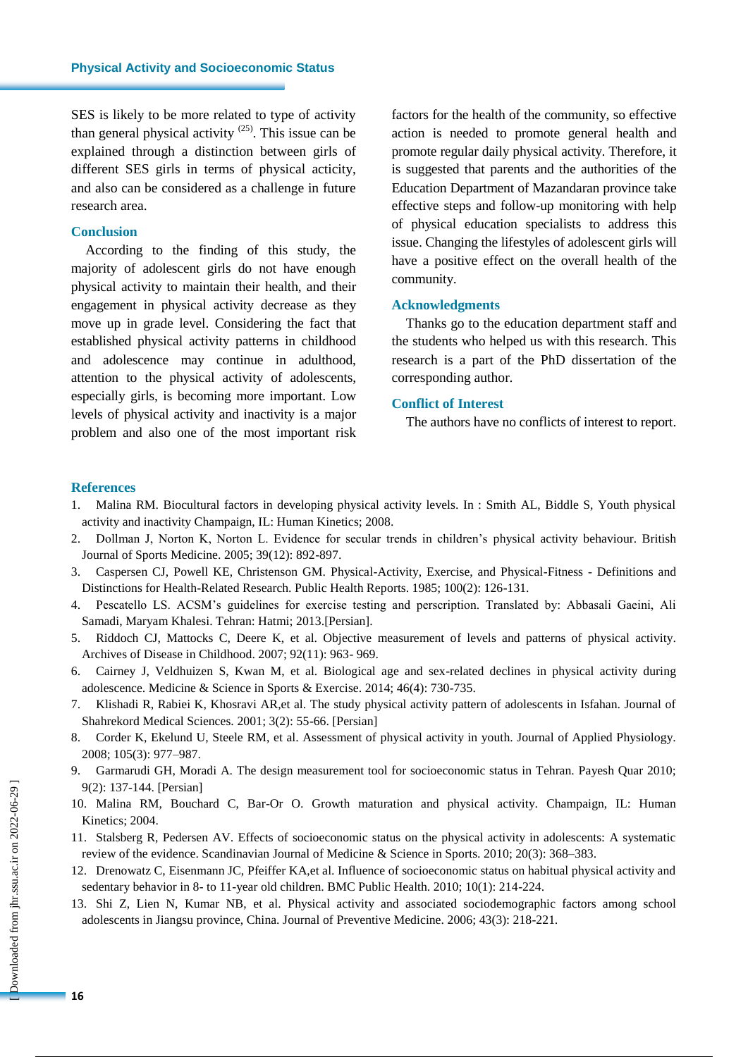SES is likely to be more related to type of activity than general physical activity [25]. This issue can be explained through a distinction between girls of different SES girls in terms of physical acticity, and also can be considered as a challenge in future research area.

## Conclusion

According to the finding of this study, the majority of adolescent girls do not have enough physical activity to maintain their health, and their engagement in physical activity decrease as they move up in grade level. Considering the fact that established physical activity patterns in childhood and adolescence may continue in adulthood, attention to the physical activity of adolescents, especially girls, is becoming more important. Low levels of physical activity and inactivity is a major problem and also one of the most important risk factors for the health of the community, so effective action is needed to promote general health and promote regular daily physical activity. Therefore, it is suggested that parents and the authorities of the Education Department of Mazandaran province take effective steps and follow-up monitoring with help of physical education specialists to address this issue. Changing the lifestyles of adolescent girls will have a positive effect on the overall health of the community.

## Acknowledgments

Thanks go to the education department staff and the students who helped us with this research. This research is a part of the PhD dissertation of the corresponding author.

## Conflict of Interest

The authors have no conflicts of interest to report.

## References

1. Malina RM. Biocultural factors in developing physical activity levels. In : Smith AL, Biddle S, Youth physical activity and inactivity Champaign, IL: Human Kinetics; 2008.
2. Dollman J, Norton K, Norton L. Evidence for secular trends in children's physical activity behaviour. British Journal of Sports Medicine. 2005; 39(12): 892-897.
3. Caspersen CJ, Powell KE, Christenson GM. Physical-Activity, Exercise, and Physical-Fitness - Definitions and Distinctions for Health-Related Research. Public Health Reports. 1985; 100(2): 126-131.
4. Pescatello LS. ACSM's guidelines for exercise testing and perscription. Translated by: Abbasali Gaeini, Ali Samadi, Maryam Khalesi. Tehran: Hatmi; 2013.[Persian].
5. Riddoch CJ, Mattocks C, Deere K, et al. Objective measurement of levels and patterns of physical activity. Archives of Disease in Childhood. 2007; 92(11): 963- 969.
6. Cairney J, Veldhuizen S, Kwan M, et al. Biological age and sex-related declines in physical activity during adolescence. Medicine & Science in Sports & Exercise. 2014; 46(4): 730-735.
7. Klishadi R, Rabiei K, Khosravi AR,et al. The study physical activity pattern of adolescents in Isfahan. Journal of Shahrekord Medical Sciences. 2001; 3(2): 55-66. [Persian]
8. Corder K, Ekelund U, Steele RM, et al. Assessment of physical activity in youth. Journal of Applied Physiology. 2008; 105(3): 977–987.
9. Garmarudi GH, Moradi A. The design measurement tool for socioeconomic status in Tehran. Payesh Quar 2010; 9(2): 137-144. [Persian]
10. Malina RM, Bouchard C, Bar-Or O. Growth maturation and physical activity. Champaign, IL: Human Kinetics; 2004.
11. Stalsberg R, Pedersen AV. Effects of socioeconomic status on the physical activity in adolescents: A systematic review of the evidence. Scandinavian Journal of Medicine & Science in Sports. 2010; 20(3): 368–383.
12. Drenowatz C, Eisenmann JC, Pfeiffer KA,et al. Influence of socioeconomic status on habitual physical activity and sedentary behavior in 8- to 11-year old children. BMC Public Health. 2010; 10(1): 214-224.
13. Shi Z, Lien N, Kumar NB, et al. Physical activity and associated sociodemographic factors among school adolescents in Jiangsu province, China. Journal of Preventive Medicine. 2006; 43(3): 218-221.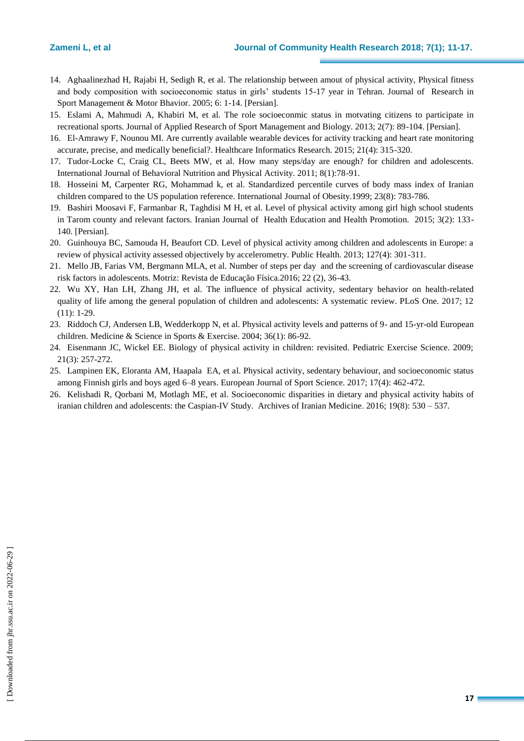14. Aghaalinezhad H, Rajabi H, Sedigh R, et al. The relationship between amout of physical activity, Physical fitness and body composition with socioeconomic status in girls' students 15-17 year in Tehran. Journal of Research in Sport Management & Motor Bhavior. 2005; 6: 1-14. [Persian].
15. Eslami A, Mahmudi A, Khabiri M, et al. The role socioeconmic status in motvating citizens to participate in recreational sports. Journal of Applied Research of Sport Management and Biology. 2013; 2(7): 89-104. [Persian].
16. El-Amrawy F, Nounou MI. Are currently available wearable devices for activity tracking and heart rate monitoring accurate, precise, and medically beneficial?. Healthcare Informatics Research. 2015; 21(4): 315-320.
17. Tudor-Locke C, Craig CL, Beets MW, et al. How many steps/day are enough? for children and adolescents. International Journal of Behavioral Nutrition and Physical Activity. 2011; 8(1):78-91.
18. Hosseini M, Carpenter RG, Mohammad k, et al. Standardized percentile curves of body mass index of Iranian children compared to the US population reference. International Journal of Obesity.1999; 23(8): 783-786.
19. Bashiri Moosavi F, Farmanbar R, Taghdisi M H, et al. Level of physical activity among girl high school students in Tarom county and relevant factors. Iranian Journal of Health Education and Health Promotion. 2015; 3(2): 133-140. [Persian].
20. Guinhouya BC, Samouda H, Beaufort CD. Level of physical activity among children and adolescents in Europe: a review of physical activity assessed objectively by accelerometry. Public Health. 2013; 127(4): 301-311.
21. Mello JB, Farias VM, Bergmann MLA, et al. Number of steps per day and the screening of cardiovascular disease risk factors in adolescents. Motriz: Revista de Educação Física.2016; 22 (2), 36-43.
22. Wu XY, Han LH, Zhang JH, et al. The influence of physical activity, sedentary behavior on health-related quality of life among the general population of children and adolescents: A systematic review. PLoS One. 2017; 12 (11): 1-29.
23. Riddoch CJ, Andersen LB, Wedderkopp N, et al. Physical activity levels and patterns of 9- and 15-yr-old European children. Medicine & Science in Sports & Exercise. 2004; 36(1): 86-92.
24. Eisenmann JC, Wickel EE. Biology of physical activity in children: revisited. Pediatric Exercise Science. 2009; 21(3): 257-272.
25. Lampinen EK, Eloranta AM, Haapala EA, et al. Physical activity, sedentary behaviour, and socioeconomic status among Finnish girls and boys aged 6–8 years. European Journal of Sport Science. 2017; 17(4): 462-472.
26. Kelishadi R, Qorbani M, Motlagh ME, et al. Socioeconomic disparities in dietary and physical activity habits of iranian children and adolescents: the Caspian-IV Study. Archives of Iranian Medicine. 2016; 19(8): 530 – 537.